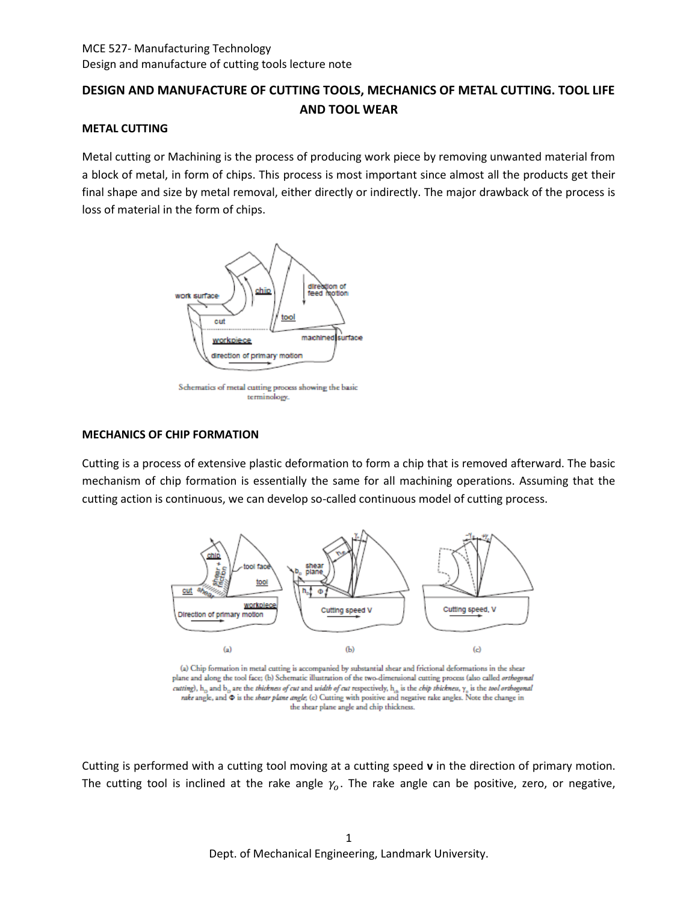## DESIGN AND MANUFACTURE OF CUTTING TOOLS, MECHANICS OF METAL CUTTING. TOOL LIFE AND TOOL WEAR

### METAL CUTTING

Metal cutting or Machining is the process of producing work piece by removing unwanted material from a block of metal, in form of chips. This process is most important since almost all the products get their final shape and size by metal removal, either directly or indirectly. The major drawback of the process is loss of material in the form of chips.

Schematics of metal cutting process showing the basic terminology.

### MECHANICS OF CHIP FORMATION

Cutting is a process of extensive plastic deformation to form a chip that is removed afterward. The basic mechanism of chip formation is essentially the same for all machining operations. Assuming that the cutting action is continuous, we can develop so-called continuous model of cutting process.

(a) Chip formation in metal cutting is accompanied by substantial shear and frictional deformations in the shear plane and along the tool face; (b) Schematic illustration of the two-dimensional cutting process (also called *orthogonal cutting*), $h_o$ and $b_o$ are the *thickness of cut* and *width of cut* respectively, $h_c$ is the *chip thickness*, $\gamma_o$ is the *tool orthogonal rake* angle, and $\Phi$ is the *shear plane angle*; (c) Cutting with positive and negative rake angles. Note the change in the shear plane angle and chip thickness.

Cutting is performed with a cutting tool moving at a cutting speed **v** in the direction of primary motion. The cutting tool is inclined at the rake angle $\gamma_o$. The rake angle can be positive, zero, or negative,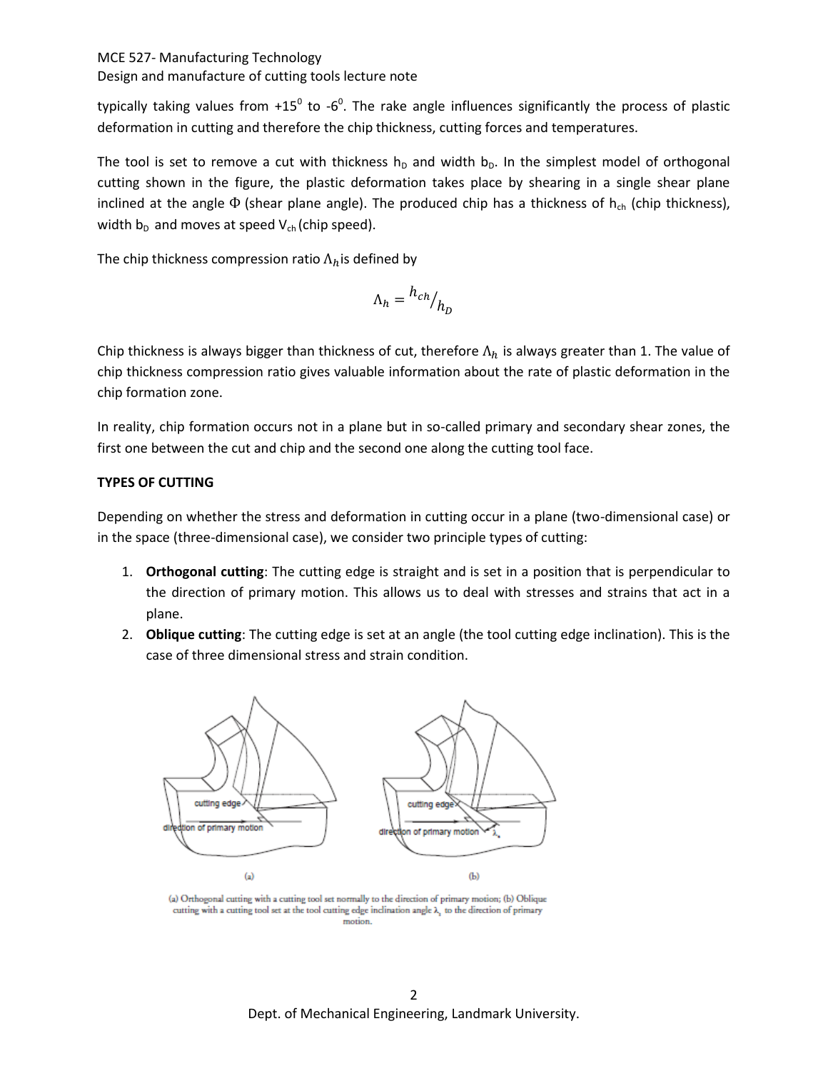typically taking values from $+15^0$ to $-6^0$. The rake angle influences significantly the process of plastic deformation in cutting and therefore the chip thickness, cutting forces and temperatures.

The tool is set to remove a cut with thickness $h_D$ and width $b_D$. In the simplest model of orthogonal cutting shown in the figure, the plastic deformation takes place by shearing in a single shear plane inclined at the angle $\Phi$ (shear plane angle). The produced chip has a thickness of $h_{ch}$ (chip thickness), width $b_D$ and moves at speed $V_{ch}$ (chip speed).

The chip thickness compression ratio $\Lambda_h$ is defined by

$$\Lambda_h = {h_{ch}}/{h_D}$$

Chip thickness is always bigger than thickness of cut, therefore $\Lambda_h$ is always greater than 1. The value of chip thickness compression ratio gives valuable information about the rate of plastic deformation in the chip formation zone.

In reality, chip formation occurs not in a plane but in so-called primary and secondary shear zones, the first one between the cut and chip and the second one along the cutting tool face.

**TYPES OF CUTTING**

Depending on whether the stress and deformation in cutting occur in a plane (two-dimensional case) or in the space (three-dimensional case), we consider two principle types of cutting:

1. **Orthogonal cutting**: The cutting edge is straight and is set in a position that is perpendicular to the direction of primary motion. This allows us to deal with stresses and strains that act in a plane.
2. **Oblique cutting**: The cutting edge is set at an angle (the tool cutting edge inclination). This is the case of three dimensional stress and strain condition.

(a) Orthogonal cutting with a cutting tool set normally to the direction of primary motion; (b) Oblique cutting with a cutting tool set at the tool cutting edge inclination angle $\lambda_s$ to the direction of primary motion.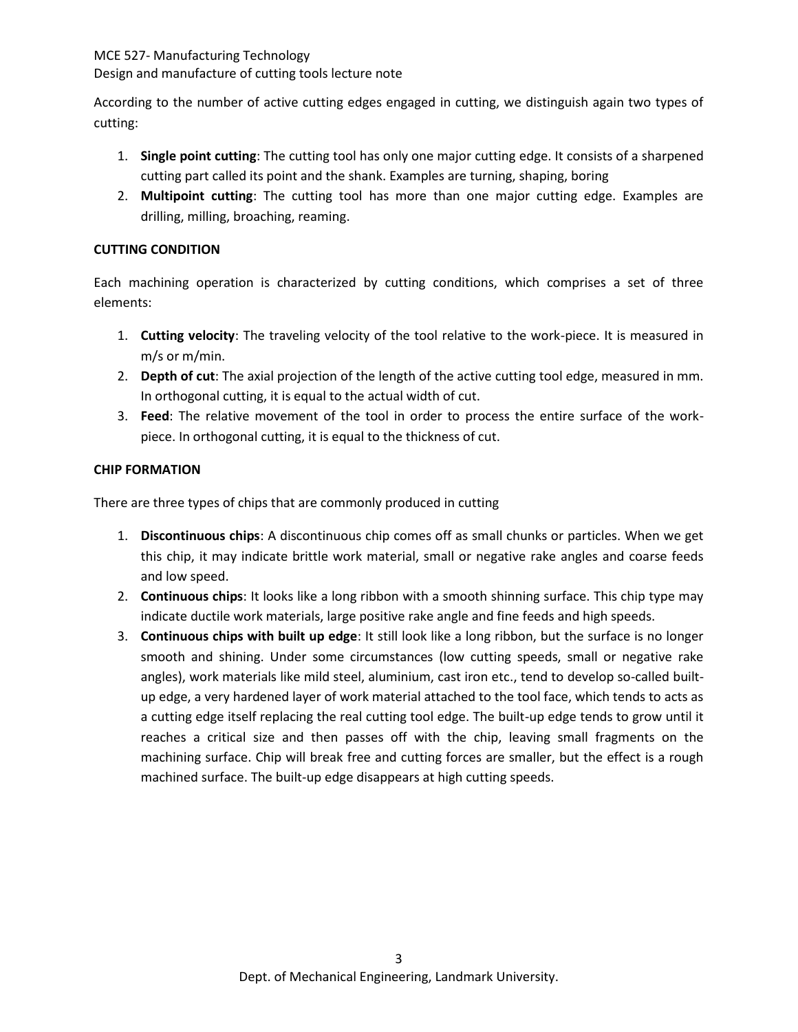According to the number of active cutting edges engaged in cutting, we distinguish again two types of cutting:

1. **Single point cutting**: The cutting tool has only one major cutting edge. It consists of a sharpened cutting part called its point and the shank. Examples are turning, shaping, boring
2. **Multipoint cutting**: The cutting tool has more than one major cutting edge. Examples are drilling, milling, broaching, reaming.

**CUTTING CONDITION**

Each machining operation is characterized by cutting conditions, which comprises a set of three elements:

1. **Cutting velocity**: The traveling velocity of the tool relative to the work-piece. It is measured in m/s or m/min.
2. **Depth of cut**: The axial projection of the length of the active cutting tool edge, measured in mm. In orthogonal cutting, it is equal to the actual width of cut.
3. **Feed**: The relative movement of the tool in order to process the entire surface of the work-piece. In orthogonal cutting, it is equal to the thickness of cut.

**CHIP FORMATION**

There are three types of chips that are commonly produced in cutting

1. **Discontinuous chips**: A discontinuous chip comes off as small chunks or particles. When we get this chip, it may indicate brittle work material, small or negative rake angles and coarse feeds and low speed.
2. **Continuous chips**: It looks like a long ribbon with a smooth shinning surface. This chip type may indicate ductile work materials, large positive rake angle and fine feeds and high speeds.
3. **Continuous chips with built up edge**: It still look like a long ribbon, but the surface is no longer smooth and shining. Under some circumstances (low cutting speeds, small or negative rake angles), work materials like mild steel, aluminium, cast iron etc., tend to develop so-called built-up edge, a very hardened layer of work material attached to the tool face, which tends to acts as a cutting edge itself replacing the real cutting tool edge. The built-up edge tends to grow until it reaches a critical size and then passes off with the chip, leaving small fragments on the machining surface. Chip will break free and cutting forces are smaller, but the effect is a rough machined surface. The built-up edge disappears at high cutting speeds.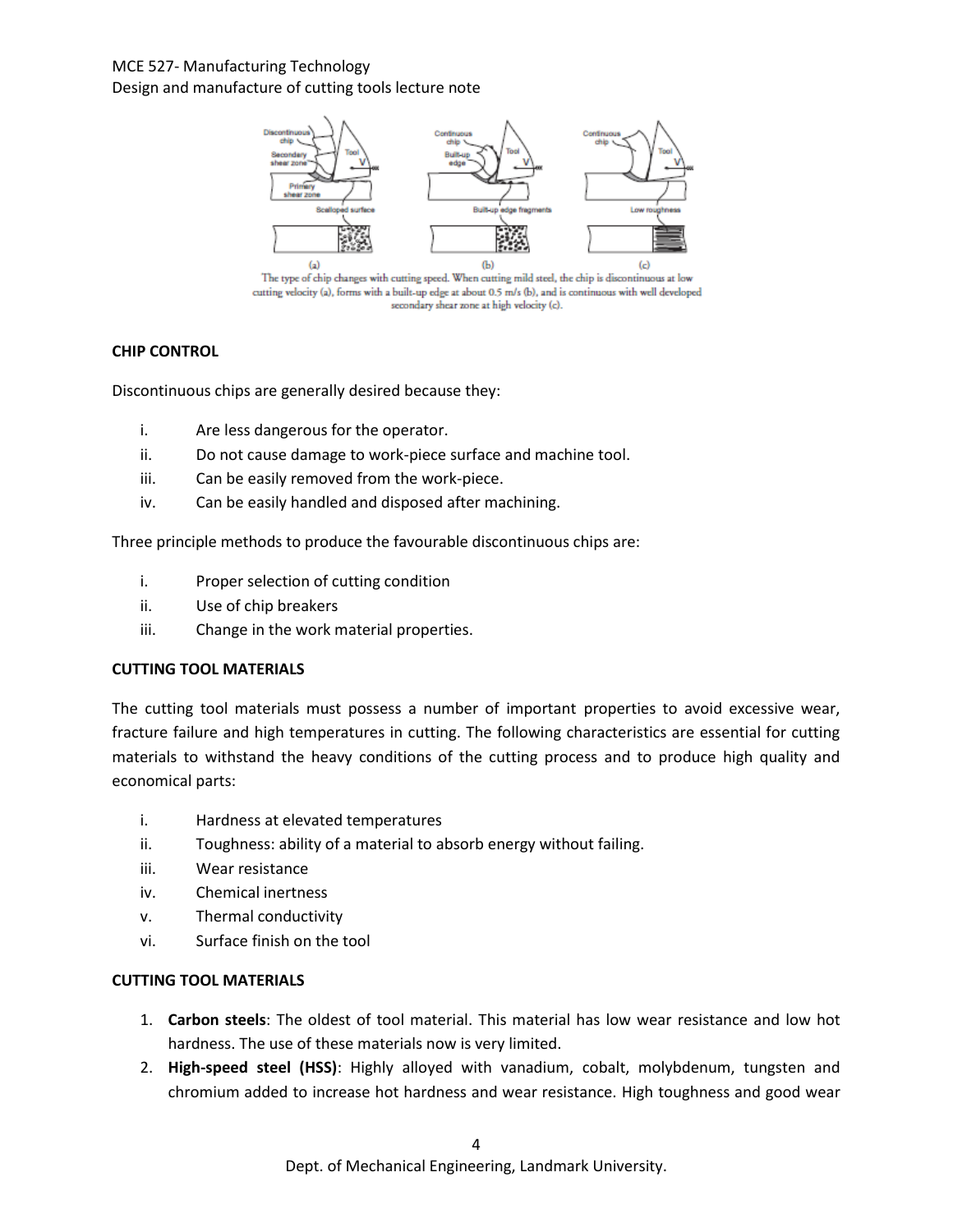The type of chip changes with cutting speed. When cutting mild steel, the chip is discontinuous at low cutting velocity (a), forms with a built-up edge at about 0.5 m/s (b), and is continuous with well developed secondary shear zone at high velocity (c).

**CHIP CONTROL**

Discontinuous chips are generally desired because they:

i. Are less dangerous for the operator.
ii. Do not cause damage to work-piece surface and machine tool.
iii. Can be easily removed from the work-piece.
iv. Can be easily handled and disposed after machining.

Three principle methods to produce the favourable discontinuous chips are:

i. Proper selection of cutting condition
ii. Use of chip breakers
iii. Change in the work material properties.

**CUTTING TOOL MATERIALS**

The cutting tool materials must possess a number of important properties to avoid excessive wear, fracture failure and high temperatures in cutting. The following characteristics are essential for cutting materials to withstand the heavy conditions of the cutting process and to produce high quality and economical parts:

i. Hardness at elevated temperatures
ii. Toughness: ability of a material to absorb energy without failing.
iii. Wear resistance
iv. Chemical inertness
v. Thermal conductivity
vi. Surface finish on the tool

**CUTTING TOOL MATERIALS**

1. **Carbon steels**: The oldest of tool material. This material has low wear resistance and low hot hardness. The use of these materials now is very limited.
2. **High-speed steel (HSS)**: Highly alloyed with vanadium, cobalt, molybdenum, tungsten and chromium added to increase hot hardness and wear resistance. High toughness and good wear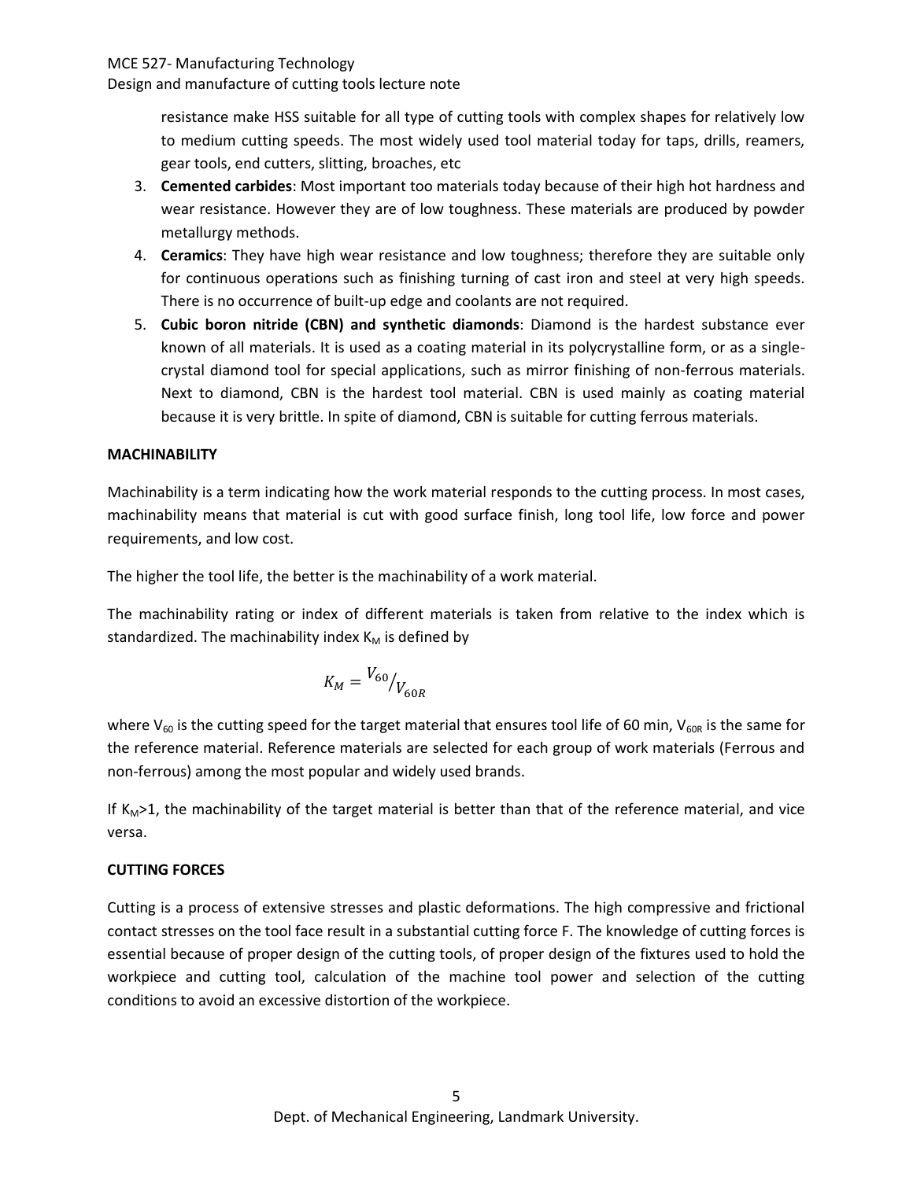resistance make HSS suitable for all type of cutting tools with complex shapes for relatively low to medium cutting speeds. The most widely used tool material today for taps, drills, reamers, gear tools, end cutters, slitting, broaches, etc

3. **Cemented carbides**: Most important too materials today because of their high hot hardness and wear resistance. However they are of low toughness. These materials are produced by powder metallurgy methods.
4. **Ceramics**: They have high wear resistance and low toughness; therefore they are suitable only for continuous operations such as finishing turning of cast iron and steel at very high speeds. There is no occurrence of built-up edge and coolants are not required.
5. **Cubic boron nitride (CBN) and synthetic diamonds**: Diamond is the hardest substance ever known of all materials. It is used as a coating material in its polycrystalline form, or as a single-crystal diamond tool for special applications, such as mirror finishing of non-ferrous materials. Next to diamond, CBN is the hardest tool material. CBN is used mainly as coating material because it is very brittle. In spite of diamond, CBN is suitable for cutting ferrous materials.

**MACHINABILITY**

Machinability is a term indicating how the work material responds to the cutting process. In most cases, machinability means that material is cut with good surface finish, long tool life, low force and power requirements, and low cost.

The higher the tool life, the better is the machinability of a work material.

The machinability rating or index of different materials is taken from relative to the index which is standardized. The machinability index $K_M$ is defined by

$$K_M = {}^{V_{60}}/_{V_{60R}}$$

where $V_{60}$ is the cutting speed for the target material that ensures tool life of 60 min, $V_{60R}$ is the same for the reference material. Reference materials are selected for each group of work materials (Ferrous and non-ferrous) among the most popular and widely used brands.

If $K_M$>1, the machinability of the target material is better than that of the reference material, and vice versa.

**CUTTING FORCES**

Cutting is a process of extensive stresses and plastic deformations. The high compressive and frictional contact stresses on the tool face result in a substantial cutting force F. The knowledge of cutting forces is essential because of proper design of the cutting tools, of proper design of the fixtures used to hold the workpiece and cutting tool, calculation of the machine tool power and selection of the cutting conditions to avoid an excessive distortion of the workpiece.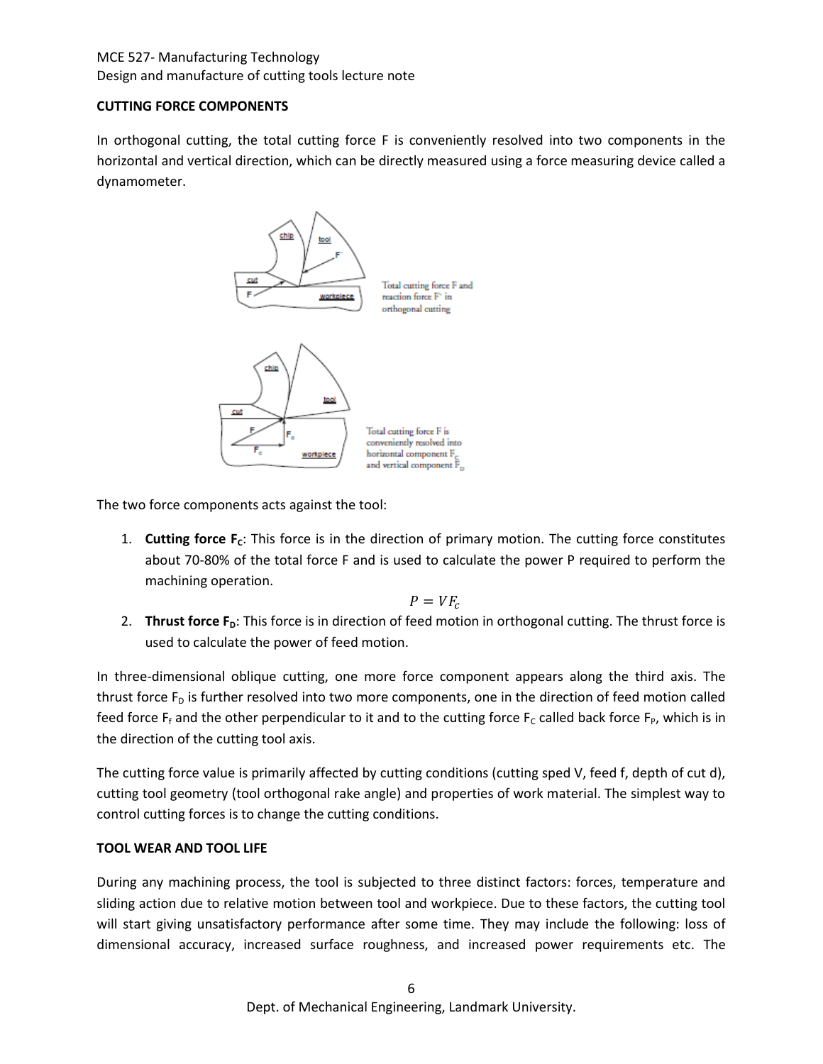## CUTTING FORCE COMPONENTS

In orthogonal cutting, the total cutting force F is conveniently resolved into two components in the horizontal and vertical direction, which can be directly measured using a force measuring device called a dynamometer.

Total cutting force F and reaction force F' in orthogonal cutting

Total cutting force F is conveniently resolved into horizontal component $F_C$ and vertical component $F_D$

The two force components acts against the tool:

1. **Cutting force $F_C$**: This force is in the direction of primary motion. The cutting force constitutes about 70-80% of the total force F and is used to calculate the power P required to perform the machining operation.

$$P = VF_c$$

2. **Thrust force $F_D$**: This force is in direction of feed motion in orthogonal cutting. The thrust force is used to calculate the power of feed motion.

In three-dimensional oblique cutting, one more force component appears along the third axis. The thrust force $F_D$ is further resolved into two more components, one in the direction of feed motion called feed force $F_f$ and the other perpendicular to it and to the cutting force $F_C$ called back force $F_P$, which is in the direction of the cutting tool axis.

The cutting force value is primarily affected by cutting conditions (cutting sped V, feed f, depth of cut d), cutting tool geometry (tool orthogonal rake angle) and properties of work material. The simplest way to control cutting forces is to change the cutting conditions.

## TOOL WEAR AND TOOL LIFE

During any machining process, the tool is subjected to three distinct factors: forces, temperature and sliding action due to relative motion between tool and workpiece. Due to these factors, the cutting tool will start giving unsatisfactory performance after some time. They may include the following: loss of dimensional accuracy, increased surface roughness, and increased power requirements etc. The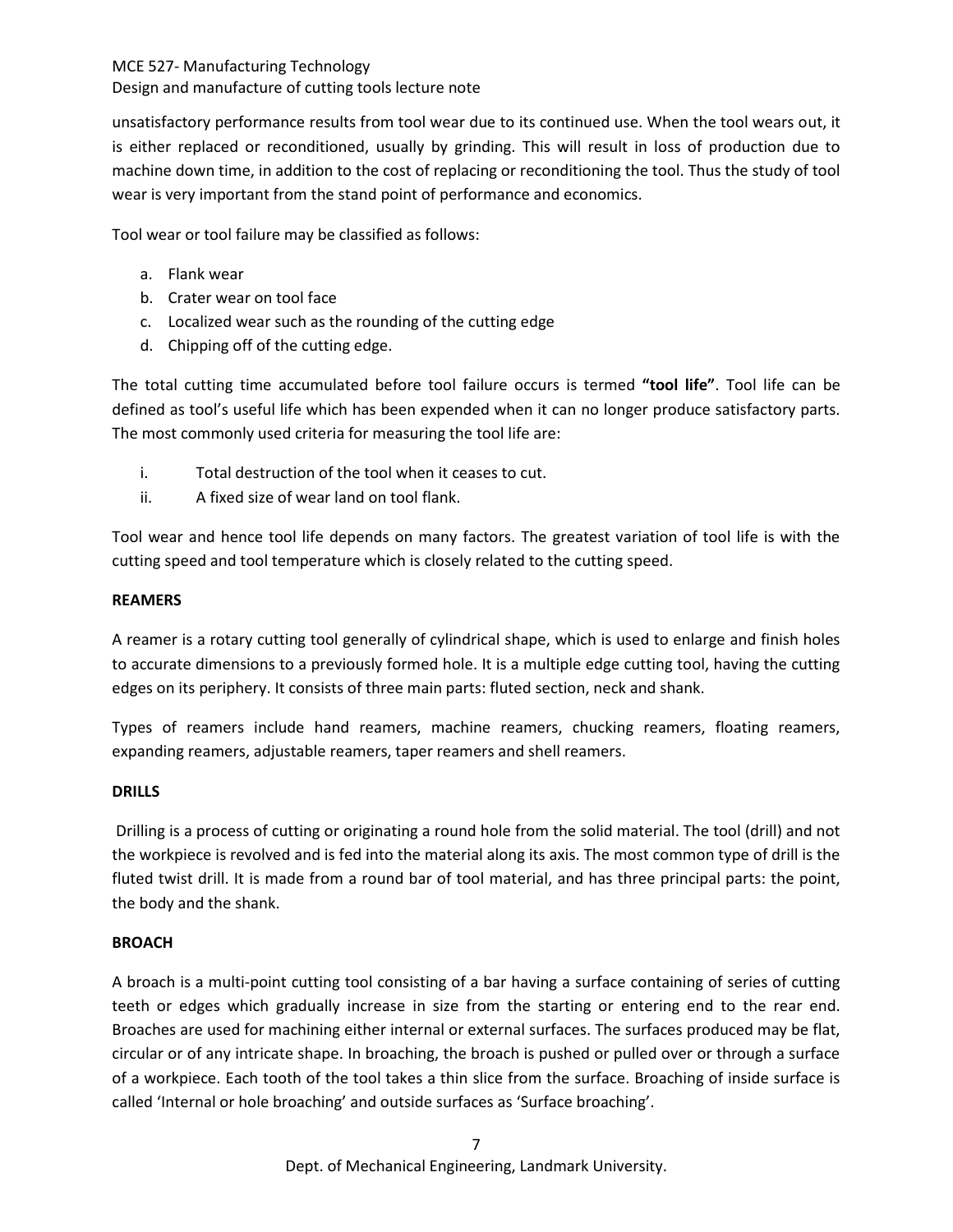unsatisfactory performance results from tool wear due to its continued use. When the tool wears out, it is either replaced or reconditioned, usually by grinding. This will result in loss of production due to machine down time, in addition to the cost of replacing or reconditioning the tool. Thus the study of tool wear is very important from the stand point of performance and economics.

Tool wear or tool failure may be classified as follows:

a. Flank wear
b. Crater wear on tool face
c. Localized wear such as the rounding of the cutting edge
d. Chipping off of the cutting edge.

The total cutting time accumulated before tool failure occurs is termed **"tool life"**. Tool life can be defined as tool's useful life which has been expended when it can no longer produce satisfactory parts. The most commonly used criteria for measuring the tool life are:

i. Total destruction of the tool when it ceases to cut.
ii. A fixed size of wear land on tool flank.

Tool wear and hence tool life depends on many factors. The greatest variation of tool life is with the cutting speed and tool temperature which is closely related to the cutting speed.

**REAMERS**

A reamer is a rotary cutting tool generally of cylindrical shape, which is used to enlarge and finish holes to accurate dimensions to a previously formed hole. It is a multiple edge cutting tool, having the cutting edges on its periphery. It consists of three main parts: fluted section, neck and shank.

Types of reamers include hand reamers, machine reamers, chucking reamers, floating reamers, expanding reamers, adjustable reamers, taper reamers and shell reamers.

**DRILLS**

Drilling is a process of cutting or originating a round hole from the solid material. The tool (drill) and not the workpiece is revolved and is fed into the material along its axis. The most common type of drill is the fluted twist drill. It is made from a round bar of tool material, and has three principal parts: the point, the body and the shank.

**BROACH**

A broach is a multi-point cutting tool consisting of a bar having a surface containing of series of cutting teeth or edges which gradually increase in size from the starting or entering end to the rear end. Broaches are used for machining either internal or external surfaces. The surfaces produced may be flat, circular or of any intricate shape. In broaching, the broach is pushed or pulled over or through a surface of a workpiece. Each tooth of the tool takes a thin slice from the surface. Broaching of inside surface is called 'Internal or hole broaching' and outside surfaces as 'Surface broaching'.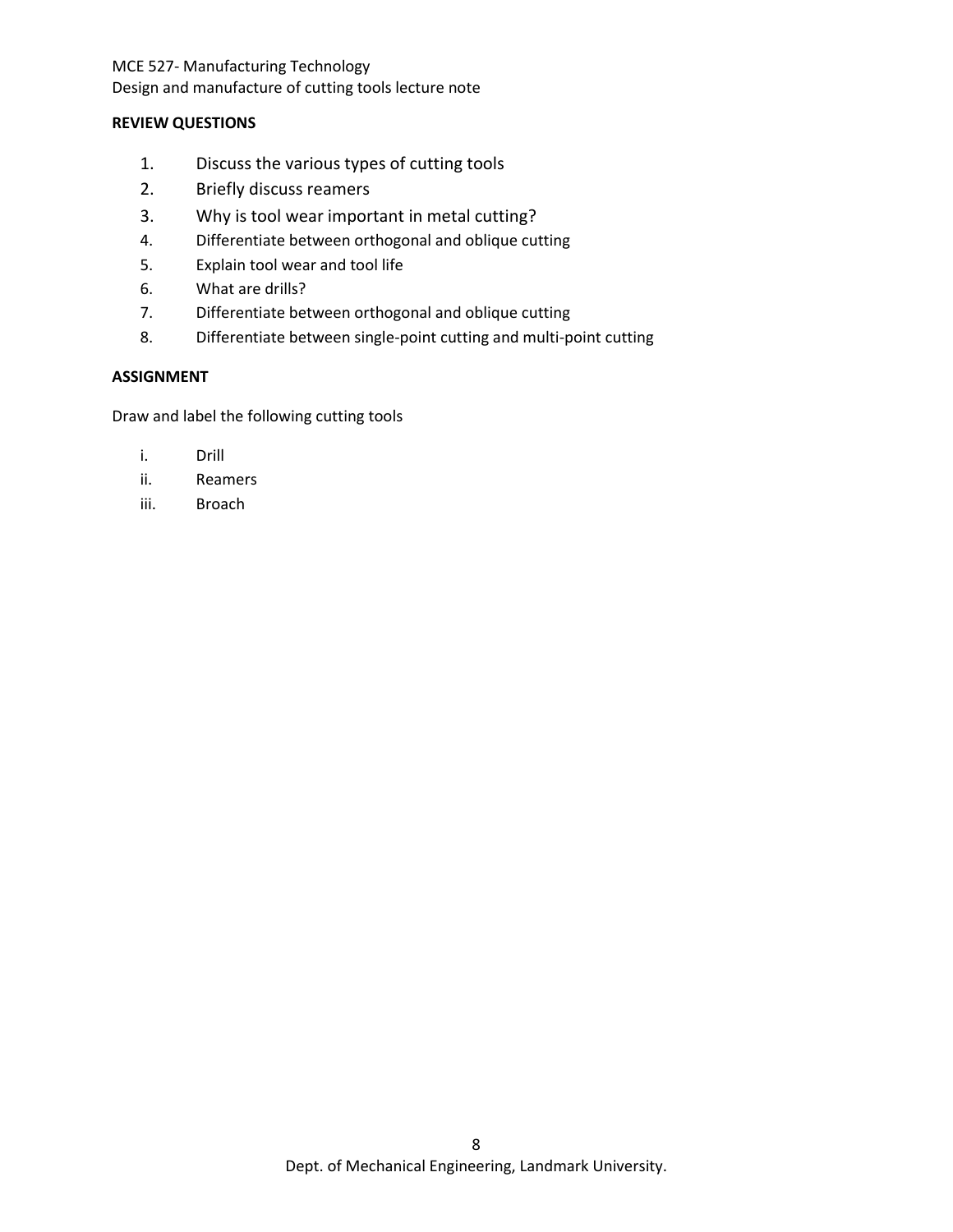## REVIEW QUESTIONS

1. Discuss the various types of cutting tools
2. Briefly discuss reamers
3. Why is tool wear important in metal cutting?
4. Differentiate between orthogonal and oblique cutting
5. Explain tool wear and tool life
6. What are drills?
7. Differentiate between orthogonal and oblique cutting
8. Differentiate between single-point cutting and multi-point cutting

## ASSIGNMENT

Draw and label the following cutting tools

i. Drill
ii. Reamers
iii. Broach